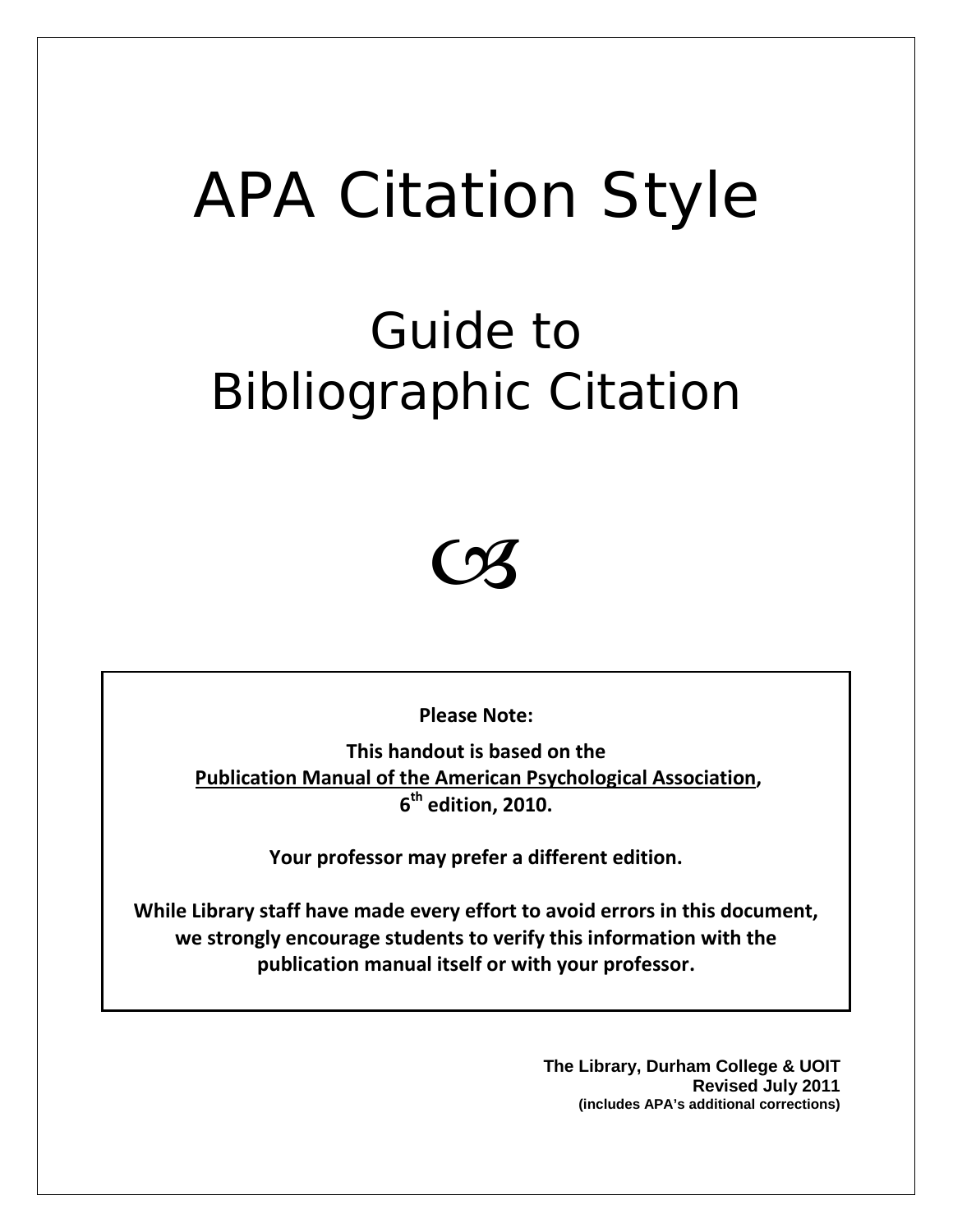# APA Citation Style

## Guide to Bibliographic Citation

**Please Note:**

**This handout is based on the Publication Manual of the American Psychological Association, 6th edition, 2010.**

**Your professor may prefer a different edition.**

**While Library staff have made every effort to avoid errors in this document, we strongly encourage students to verify this information with the publication manual itself or with your professor.**

**The Library, Durham College & UOIT**
**Revised July 2011**
**(includes APA's additional corrections)**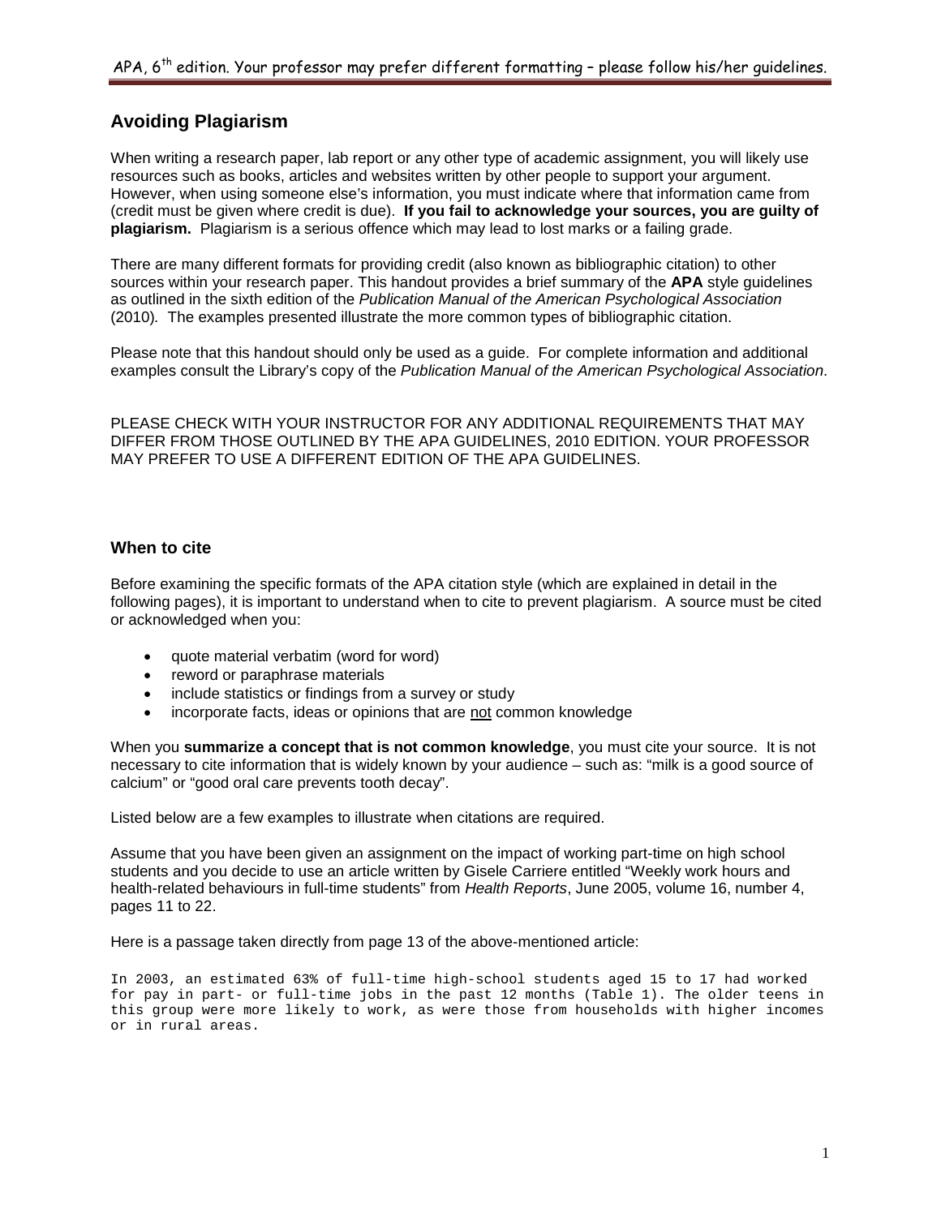## Avoiding Plagiarism

When writing a research paper, lab report or any other type of academic assignment, you will likely use resources such as books, articles and websites written by other people to support your argument. However, when using someone else's information, you must indicate where that information came from (credit must be given where credit is due). **If you fail to acknowledge your sources, you are guilty of plagiarism.** Plagiarism is a serious offence which may lead to lost marks or a failing grade.

There are many different formats for providing credit (also known as bibliographic citation) to other sources within your research paper. This handout provides a brief summary of the **APA** style guidelines as outlined in the sixth edition of the *Publication Manual of the American Psychological Association* (2010). The examples presented illustrate the more common types of bibliographic citation.

Please note that this handout should only be used as a guide. For complete information and additional examples consult the Library's copy of the *Publication Manual of the American Psychological Association*.

PLEASE CHECK WITH YOUR INSTRUCTOR FOR ANY ADDITIONAL REQUIREMENTS THAT MAY DIFFER FROM THOSE OUTLINED BY THE APA GUIDELINES, 2010 EDITION. YOUR PROFESSOR MAY PREFER TO USE A DIFFERENT EDITION OF THE APA GUIDELINES.

## When to cite

Before examining the specific formats of the APA citation style (which are explained in detail in the following pages), it is important to understand when to cite to prevent plagiarism. A source must be cited or acknowledged when you:

- quote material verbatim (word for word)
- reword or paraphrase materials
- include statistics or findings from a survey or study
- incorporate facts, ideas or opinions that are <u>not</u> common knowledge

When you **summarize a concept that is not common knowledge**, you must cite your source. It is not necessary to cite information that is widely known by your audience – such as: "milk is a good source of calcium" or "good oral care prevents tooth decay".

Listed below are a few examples to illustrate when citations are required.

Assume that you have been given an assignment on the impact of working part-time on high school students and you decide to use an article written by Gisele Carriere entitled "Weekly work hours and health-related behaviours in full-time students" from *Health Reports*, June 2005, volume 16, number 4, pages 11 to 22.

Here is a passage taken directly from page 13 of the above-mentioned article:

```
In 2003, an estimated 63% of full-time high-school students aged 15 to 17 had worked
for pay in part- or full-time jobs in the past 12 months (Table 1). The older teens in
this group were more likely to work, as were those from households with higher incomes
or in rural areas.
```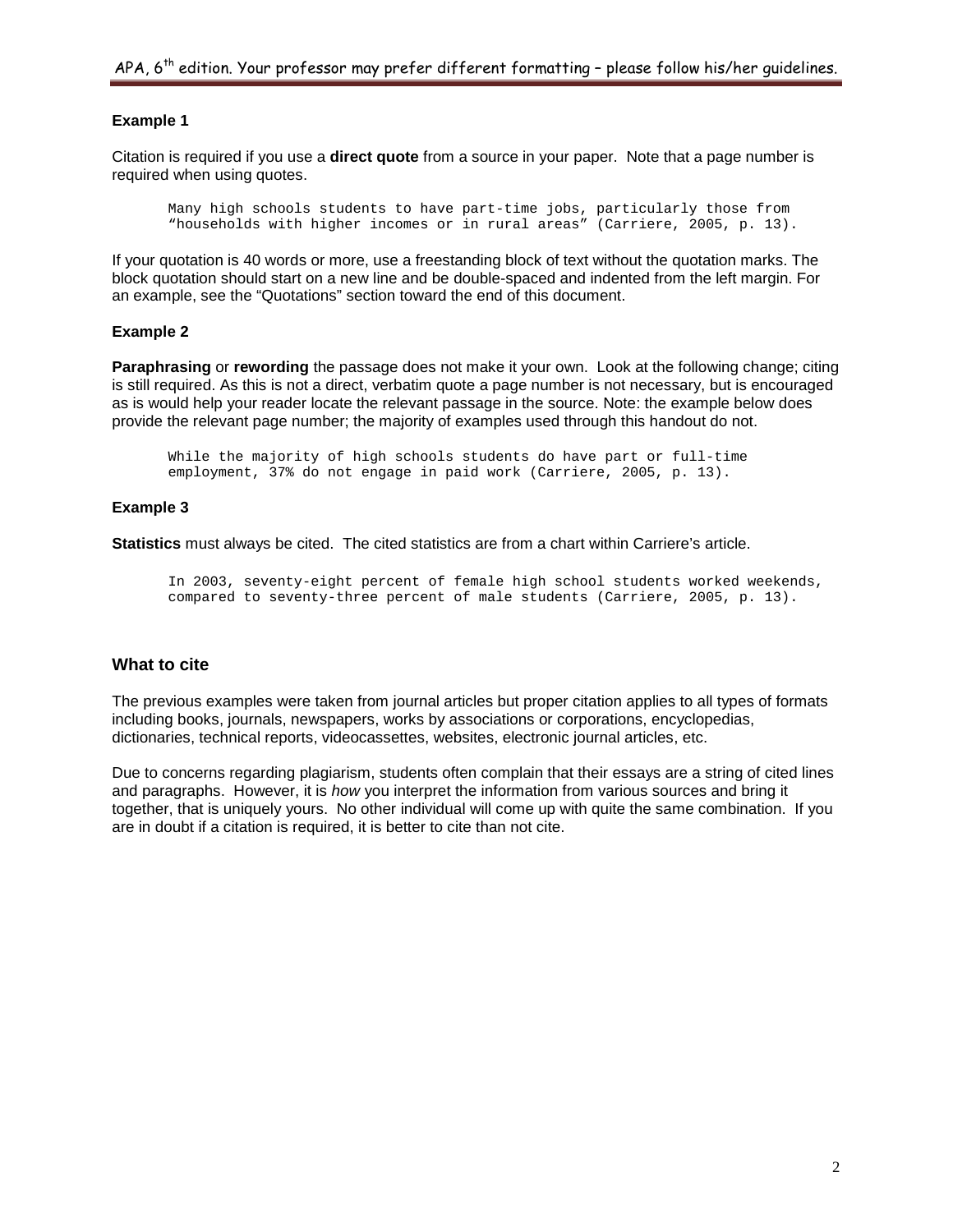**Example 1**

Citation is required if you use a **direct quote** from a source in your paper. Note that a page number is required when using quotes.

```
Many high schools students to have part-time jobs, particularly those from
"households with higher incomes or in rural areas" (Carriere, 2005, p. 13).
```

If your quotation is 40 words or more, use a freestanding block of text without the quotation marks. The block quotation should start on a new line and be double-spaced and indented from the left margin. For an example, see the "Quotations" section toward the end of this document.

**Example 2**

**Paraphrasing** or **rewording** the passage does not make it your own. Look at the following change; citing is still required. As this is not a direct, verbatim quote a page number is not necessary, but is encouraged as is would help your reader locate the relevant passage in the source. Note: the example below does provide the relevant page number; the majority of examples used through this handout do not.

```
While the majority of high schools students do have part or full-time
employment, 37% do not engage in paid work (Carriere, 2005, p. 13).
```

**Example 3**

**Statistics** must always be cited. The cited statistics are from a chart within Carriere's article.

```
In 2003, seventy-eight percent of female high school students worked weekends,
compared to seventy-three percent of male students (Carriere, 2005, p. 13).
```

### What to cite

The previous examples were taken from journal articles but proper citation applies to all types of formats including books, journals, newspapers, works by associations or corporations, encyclopedias, dictionaries, technical reports, videocassettes, websites, electronic journal articles, etc.

Due to concerns regarding plagiarism, students often complain that their essays are a string of cited lines and paragraphs. However, it is *how* you interpret the information from various sources and bring it together, that is uniquely yours. No other individual will come up with quite the same combination. If you are in doubt if a citation is required, it is better to cite than not cite.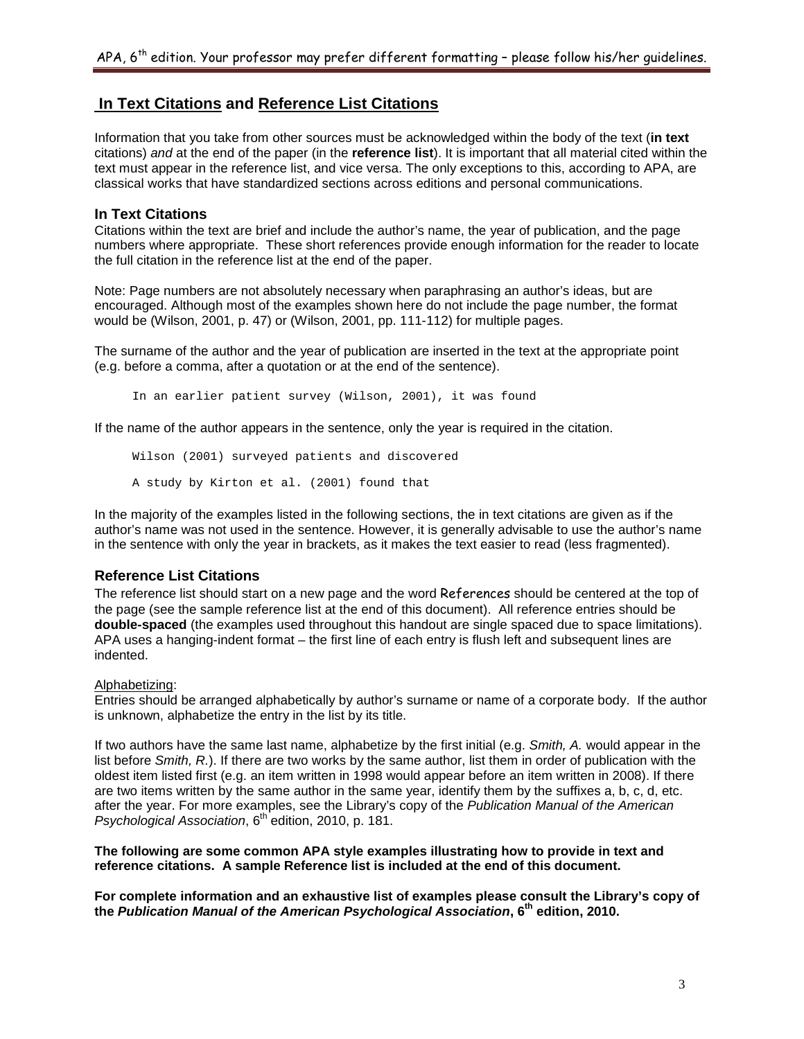## In Text Citations and Reference List Citations

Information that you take from other sources must be acknowledged within the body of the text (**in text** citations) *and* at the end of the paper (in the **reference list**). It is important that all material cited within the text must appear in the reference list, and vice versa. The only exceptions to this, according to APA, are classical works that have standardized sections across editions and personal communications.

### In Text Citations

Citations within the text are brief and include the author's name, the year of publication, and the page numbers where appropriate. These short references provide enough information for the reader to locate the full citation in the reference list at the end of the paper.

Note: Page numbers are not absolutely necessary when paraphrasing an author's ideas, but are encouraged. Although most of the examples shown here do not include the page number, the format would be (Wilson, 2001, p. 47) or (Wilson, 2001, pp. 111-112) for multiple pages.

The surname of the author and the year of publication are inserted in the text at the appropriate point (e.g. before a comma, after a quotation or at the end of the sentence).

```
In an earlier patient survey (Wilson, 2001), it was found
```

If the name of the author appears in the sentence, only the year is required in the citation.

```
Wilson (2001) surveyed patients and discovered

A study by Kirton et al. (2001) found that
```

In the majority of the examples listed in the following sections, the in text citations are given as if the author's name was not used in the sentence. However, it is generally advisable to use the author's name in the sentence with only the year in brackets, as it makes the text easier to read (less fragmented).

### Reference List Citations

The reference list should start on a new page and the word References should be centered at the top of the page (see the sample reference list at the end of this document). All reference entries should be **double-spaced** (the examples used throughout this handout are single spaced due to space limitations). APA uses a hanging-indent format – the first line of each entry is flush left and subsequent lines are indented.

Alphabetizing:

Entries should be arranged alphabetically by author's surname or name of a corporate body. If the author is unknown, alphabetize the entry in the list by its title.

If two authors have the same last name, alphabetize by the first initial (e.g. *Smith, A.* would appear in the list before *Smith, R.*). If there are two works by the same author, list them in order of publication with the oldest item listed first (e.g. an item written in 1998 would appear before an item written in 2008). If there are two items written by the same author in the same year, identify them by the suffixes a, b, c, d, etc. after the year. For more examples, see the Library's copy of the *Publication Manual of the American Psychological Association*, 6th edition, 2010, p. 181.

**The following are some common APA style examples illustrating how to provide in text and reference citations. A sample Reference list is included at the end of this document.**

**For complete information and an exhaustive list of examples please consult the Library's copy of the *Publication Manual of the American Psychological Association*, 6th edition, 2010.**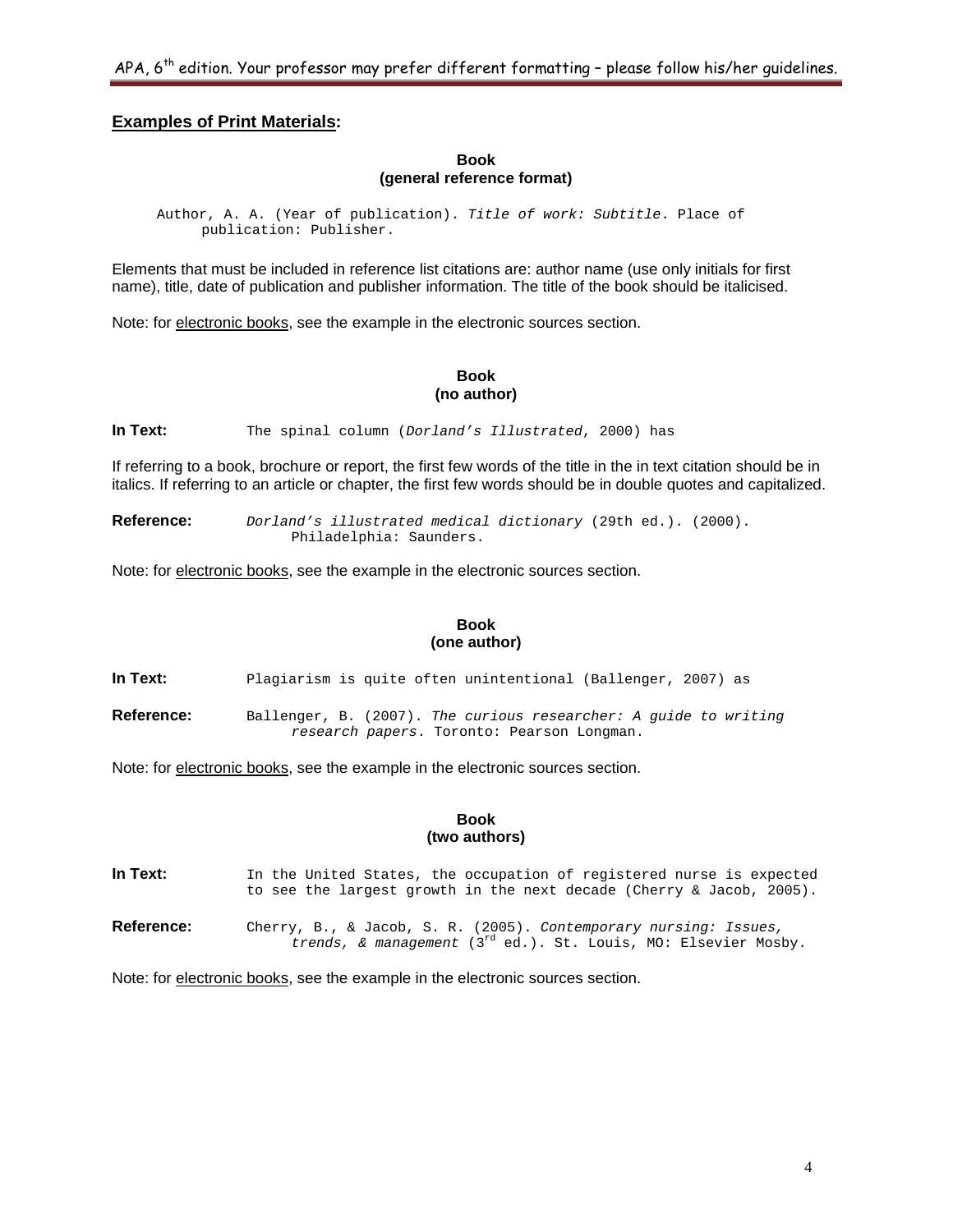## **Examples of Print Materials:**

### Book
### (general reference format)

Author, A. A. (Year of publication). *Title of work: Subtitle*. Place of publication: Publisher.

Elements that must be included in reference list citations are: author name (use only initials for first name), title, date of publication and publisher information. The title of the book should be italicised.

Note: for electronic books, see the example in the electronic sources section.

### Book
### (no author)

**In Text:** The spinal column (*Dorland's Illustrated*, 2000) has

If referring to a book, brochure or report, the first few words of the title in the in text citation should be in italics. If referring to an article or chapter, the first few words should be in double quotes and capitalized.

**Reference:** *Dorland's illustrated medical dictionary* (29th ed.). (2000). Philadelphia: Saunders.

Note: for electronic books, see the example in the electronic sources section.

### Book
### (one author)

**In Text:** Plagiarism is quite often unintentional (Ballenger, 2007) as

**Reference:** Ballenger, B. (2007). *The curious researcher: A guide to writing research papers*. Toronto: Pearson Longman.

Note: for electronic books, see the example in the electronic sources section.

### Book
### (two authors)

**In Text:** In the United States, the occupation of registered nurse is expected to see the largest growth in the next decade (Cherry & Jacob, 2005).

**Reference:** Cherry, B., & Jacob, S. R. (2005). *Contemporary nursing: Issues, trends, & management* (3rd ed.). St. Louis, MO: Elsevier Mosby.

Note: for electronic books, see the example in the electronic sources section.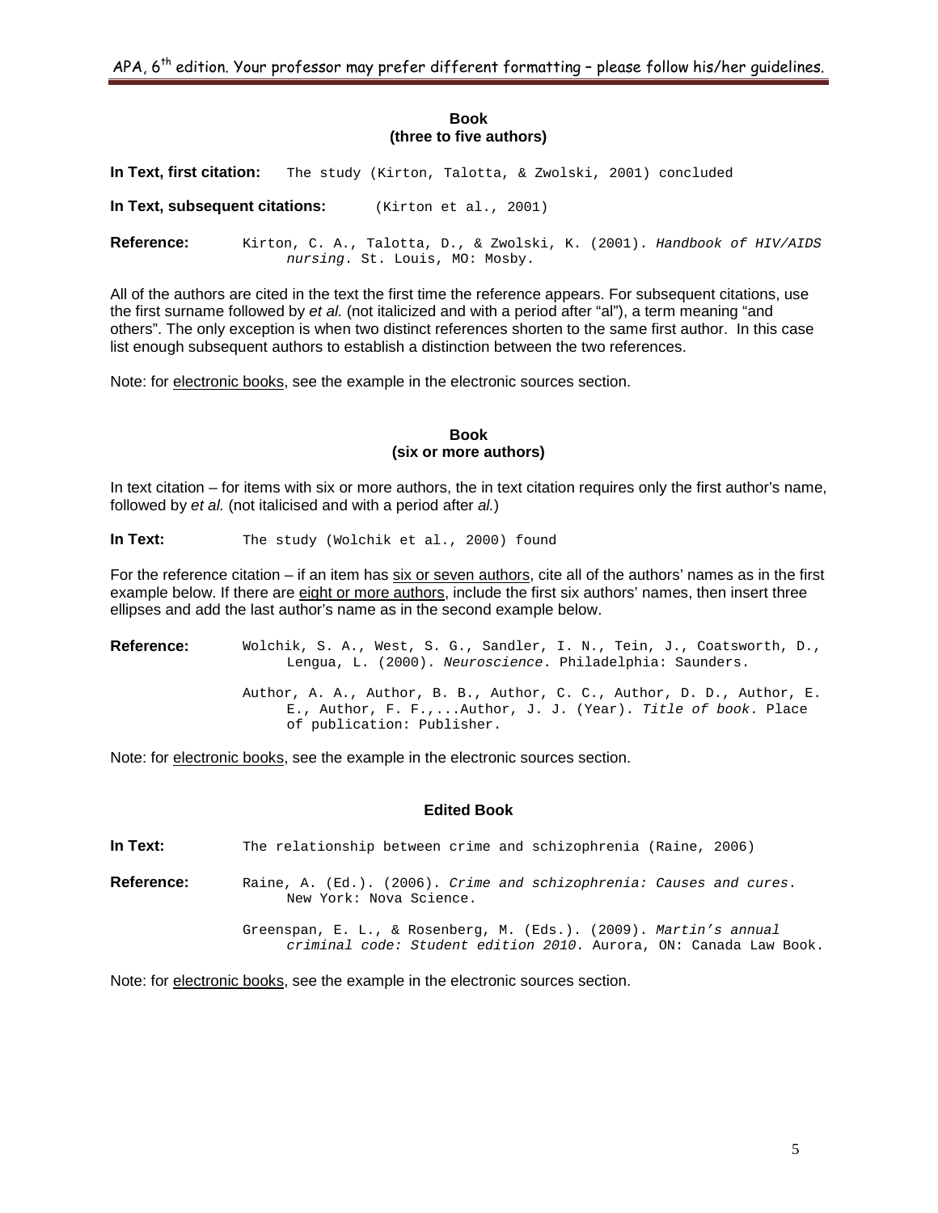### Book
### (three to five authors)

**In Text, first citation:** The study (Kirton, Talotta, & Zwolski, 2001) concluded

**In Text, subsequent citations:** (Kirton et al., 2001)

**Reference:** Kirton, C. A., Talotta, D., & Zwolski, K. (2001). *Handbook of HIV/AIDS nursing*. St. Louis, MO: Mosby.

All of the authors are cited in the text the first time the reference appears. For subsequent citations, use the first surname followed by *et al.* (not italicized and with a period after "al"), a term meaning "and others". The only exception is when two distinct references shorten to the same first author. In this case list enough subsequent authors to establish a distinction between the two references.

Note: for electronic books, see the example in the electronic sources section.

### Book
### (six or more authors)

In text citation – for items with six or more authors, the in text citation requires only the first author's name, followed by *et al.* (not italicised and with a period after *al.*)

**In Text:** The study (Wolchik et al., 2000) found

For the reference citation – if an item has six or seven authors, cite all of the authors' names as in the first example below. If there are eight or more authors, include the first six authors' names, then insert three ellipses and add the last author's name as in the second example below.

**Reference:** Wolchik, S. A., West, S. G., Sandler, I. N., Tein, J., Coatsworth, D., Lengua, L. (2000). *Neuroscience*. Philadelphia: Saunders.

Author, A. A., Author, B. B., Author, C. C., Author, D. D., Author, E. E., Author, F. F.,...Author, J. J. (Year). *Title of book*. Place of publication: Publisher.

Note: for electronic books, see the example in the electronic sources section.

### Edited Book

**In Text:** The relationship between crime and schizophrenia (Raine, 2006)

**Reference:** Raine, A. (Ed.). (2006). *Crime and schizophrenia: Causes and cures*. New York: Nova Science.

Greenspan, E. L., & Rosenberg, M. (Eds.). (2009). *Martin's annual criminal code: Student edition 2010*. Aurora, ON: Canada Law Book.

Note: for electronic books, see the example in the electronic sources section.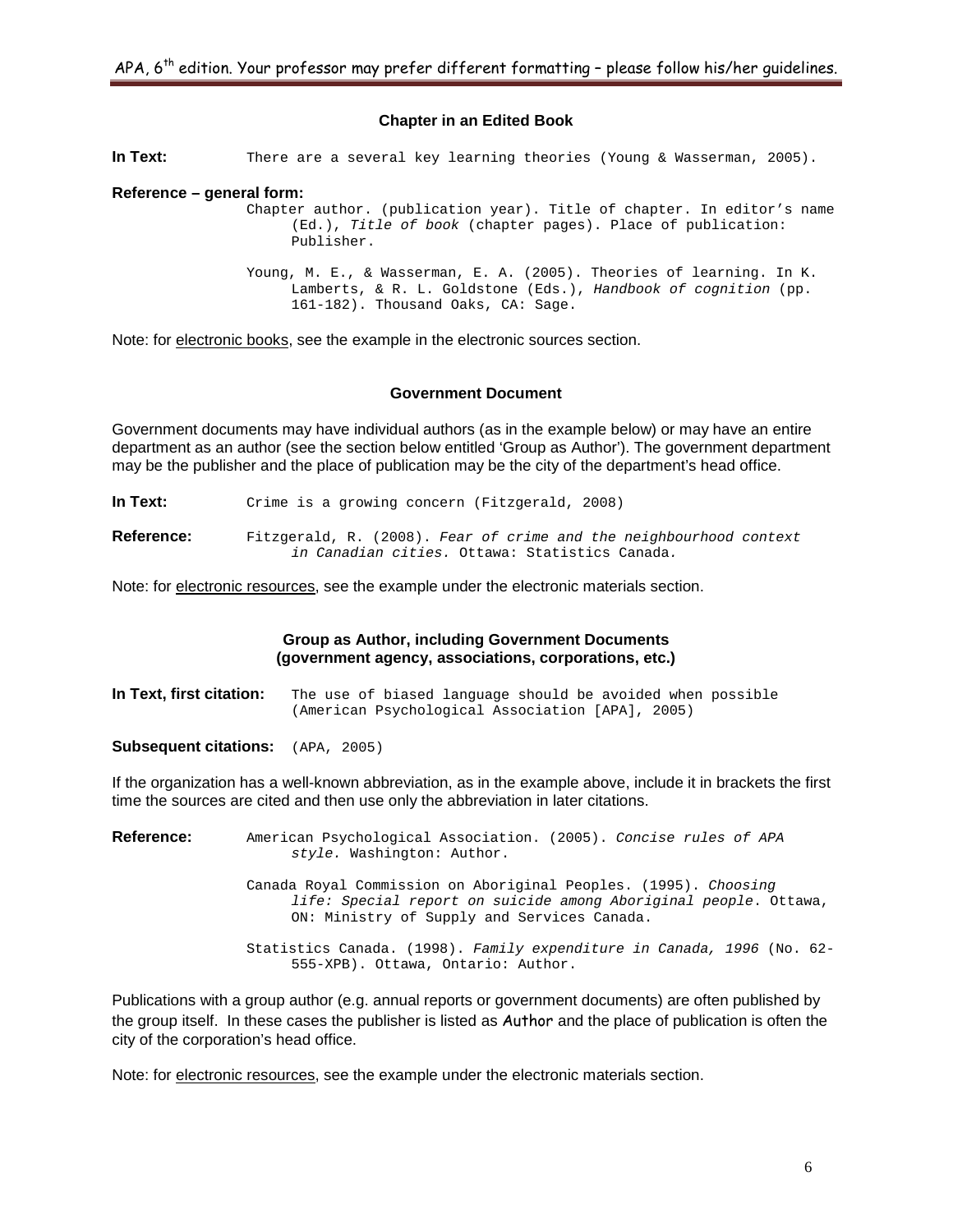### Chapter in an Edited Book

**In Text:** There are a several key learning theories (Young & Wasserman, 2005).

**Reference – general form:**

Chapter author. (publication year). Title of chapter. In editor's name (Ed.), *Title of book* (chapter pages). Place of publication: Publisher.

Young, M. E., & Wasserman, E. A. (2005). Theories of learning. In K. Lamberts, & R. L. Goldstone (Eds.), *Handbook of cognition* (pp. 161-182). Thousand Oaks, CA: Sage.

Note: for electronic books, see the example in the electronic sources section.

### Government Document

Government documents may have individual authors (as in the example below) or may have an entire department as an author (see the section below entitled 'Group as Author'). The government department may be the publisher and the place of publication may be the city of the department's head office.

**In Text:** Crime is a growing concern (Fitzgerald, 2008)

**Reference:** Fitzgerald, R. (2008). *Fear of crime and the neighbourhood context in Canadian cities.* Ottawa: Statistics Canada*.*

Note: for electronic resources, see the example under the electronic materials section.

### Group as Author, including Government Documents (government agency, associations, corporations, etc.)

**In Text, first citation:** The use of biased language should be avoided when possible (American Psychological Association [APA], 2005)

**Subsequent citations:** (APA, 2005)

If the organization has a well-known abbreviation, as in the example above, include it in brackets the first time the sources are cited and then use only the abbreviation in later citations.

**Reference:** American Psychological Association. (2005). *Concise rules of APA style.* Washington: Author.

Canada Royal Commission on Aboriginal Peoples. (1995). *Choosing life: Special report on suicide among Aboriginal people*. Ottawa, ON: Ministry of Supply and Services Canada.

Statistics Canada. (1998). *Family expenditure in Canada, 1996* (No. 62-555-XPB). Ottawa, Ontario: Author.

Publications with a group author (e.g. annual reports or government documents) are often published by the group itself. In these cases the publisher is listed as Author and the place of publication is often the city of the corporation's head office.

Note: for electronic resources, see the example under the electronic materials section.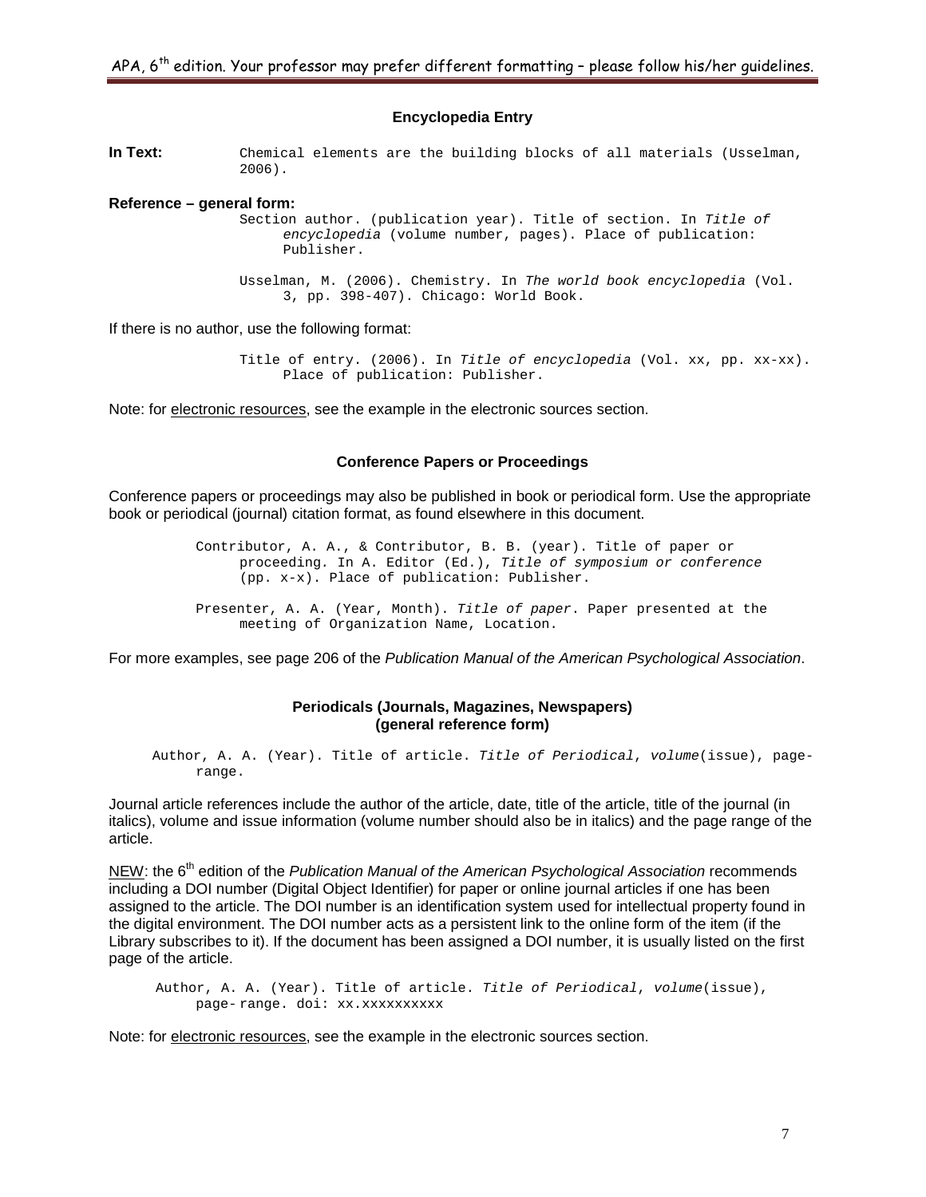### Encyclopedia Entry

**In Text:** Chemical elements are the building blocks of all materials (Usselman, 2006).

**Reference – general form:**

Section author. (publication year). Title of section. In *Title of encyclopedia* (volume number, pages). Place of publication: Publisher.

Usselman, M. (2006). Chemistry. In *The world book encyclopedia* (Vol. 3, pp. 398-407). Chicago: World Book.

If there is no author, use the following format:

Title of entry. (2006). In *Title of encyclopedia* (Vol. xx, pp. xx-xx). Place of publication: Publisher.

Note: for electronic resources, see the example in the electronic sources section.

### Conference Papers or Proceedings

Conference papers or proceedings may also be published in book or periodical form. Use the appropriate book or periodical (journal) citation format, as found elsewhere in this document.

Contributor, A. A., & Contributor, B. B. (year). Title of paper or proceeding. In A. Editor (Ed.), *Title of symposium or conference* (pp. x-x). Place of publication: Publisher.

Presenter, A. A. (Year, Month). *Title of paper*. Paper presented at the meeting of Organization Name, Location.

For more examples, see page 206 of the *Publication Manual of the American Psychological Association*.

### Periodicals (Journals, Magazines, Newspapers) (general reference form)

Author, A. A. (Year). Title of article. *Title of Periodical*, *volume*(issue), page-range.

Journal article references include the author of the article, date, title of the article, title of the journal (in italics), volume and issue information (volume number should also be in italics) and the page range of the article.

NEW: the 6th edition of the *Publication Manual of the American Psychological Association* recommends including a DOI number (Digital Object Identifier) for paper or online journal articles if one has been assigned to the article. The DOI number is an identification system used for intellectual property found in the digital environment. The DOI number acts as a persistent link to the online form of the item (if the Library subscribes to it). If the document has been assigned a DOI number, it is usually listed on the first page of the article.

Author, A. A. (Year). Title of article. *Title of Periodical*, *volume*(issue), page- range. doi: xx.xxxxxxxxxx

Note: for electronic resources, see the example in the electronic sources section.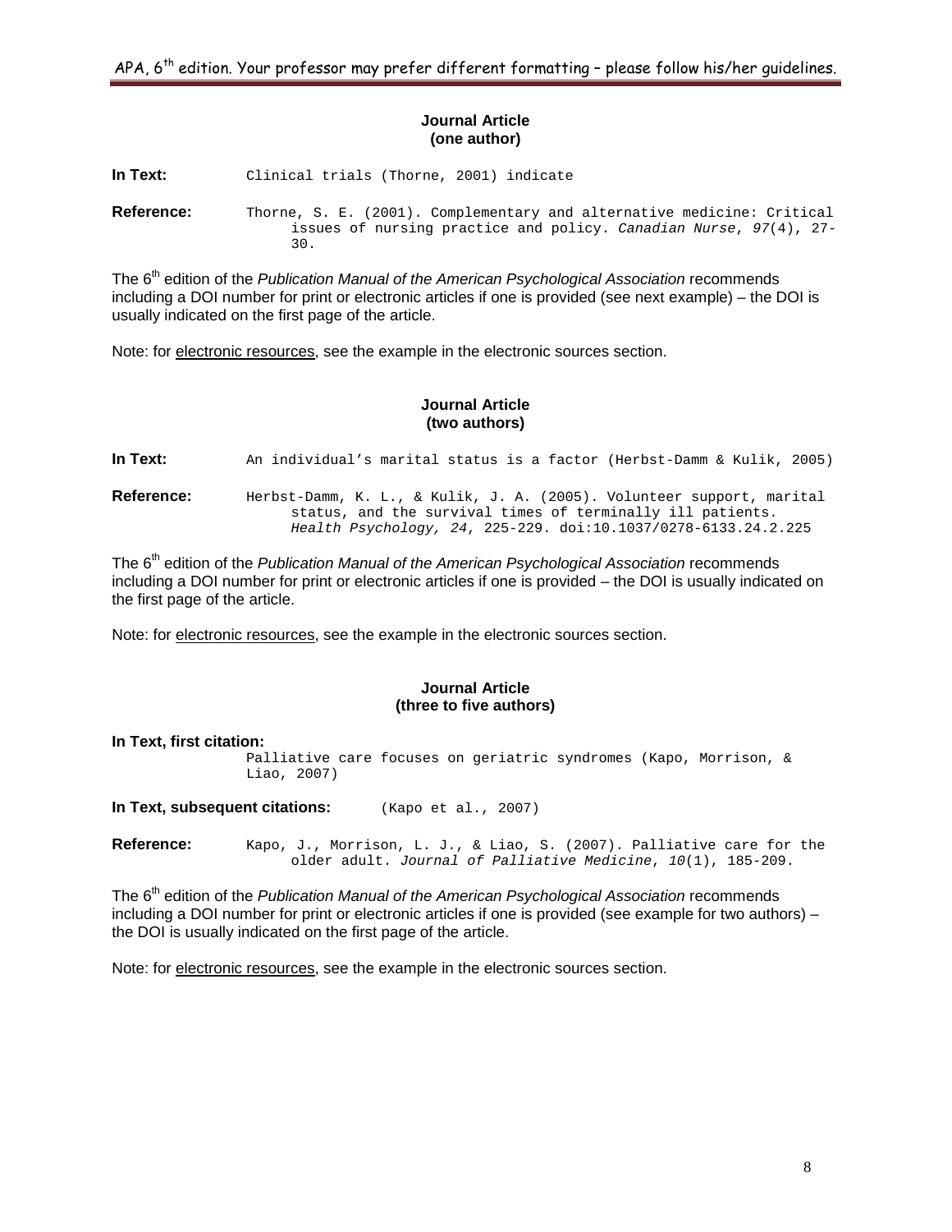### Journal Article
### (one author)

**In Text:** Clinical trials (Thorne, 2001) indicate

**Reference:** Thorne, S. E. (2001). Complementary and alternative medicine: Critical issues of nursing practice and policy. *Canadian Nurse*, *97*(4), 27-30.

The 6th edition of the *Publication Manual of the American Psychological Association* recommends including a DOI number for print or electronic articles if one is provided (see next example) – the DOI is usually indicated on the first page of the article.

Note: for electronic resources, see the example in the electronic sources section.

### Journal Article
### (two authors)

**In Text:** An individual's marital status is a factor (Herbst-Damm & Kulik, 2005)

**Reference:** Herbst-Damm, K. L., & Kulik, J. A. (2005). Volunteer support, marital status, and the survival times of terminally ill patients. *Health Psychology, 24*, 225-229. doi:10.1037/0278-6133.24.2.225

The 6th edition of the *Publication Manual of the American Psychological Association* recommends including a DOI number for print or electronic articles if one is provided – the DOI is usually indicated on the first page of the article.

Note: for electronic resources, see the example in the electronic sources section.

### Journal Article
### (three to five authors)

**In Text, first citation:**
Palliative care focuses on geriatric syndromes (Kapo, Morrison, & Liao, 2007)

**In Text, subsequent citations:** (Kapo et al., 2007)

**Reference:** Kapo, J., Morrison, L. J., & Liao, S. (2007). Palliative care for the older adult. *Journal of Palliative Medicine*, *10*(1), 185-209.

The 6th edition of the *Publication Manual of the American Psychological Association* recommends including a DOI number for print or electronic articles if one is provided (see example for two authors) – the DOI is usually indicated on the first page of the article.

Note: for electronic resources, see the example in the electronic sources section.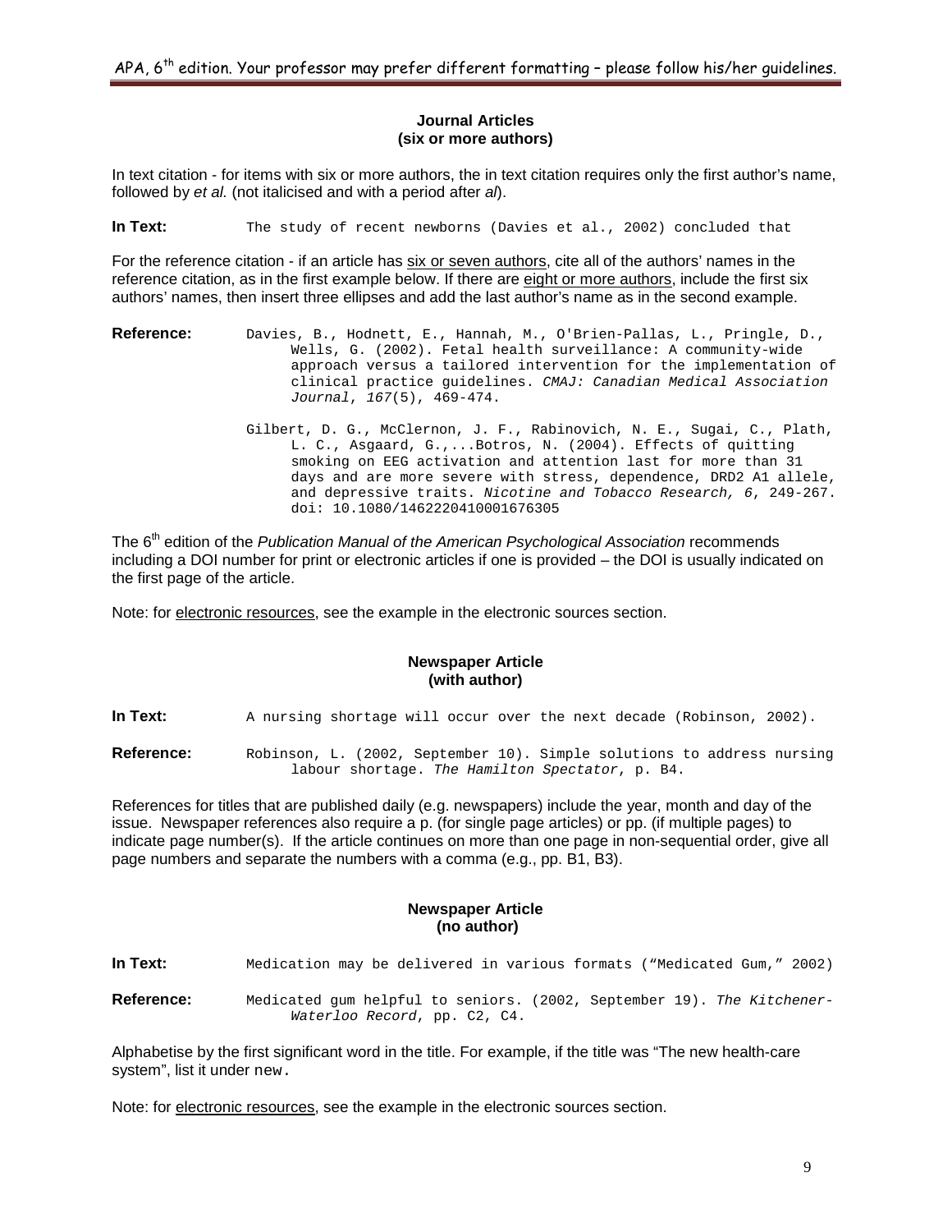### Journal Articles
### (six or more authors)

In text citation - for items with six or more authors, the in text citation requires only the first author's name, followed by *et al.* (not italicised and with a period after *al*).

**In Text:** The study of recent newborns (Davies et al., 2002) concluded that

For the reference citation - if an article has six or seven authors, cite all of the authors' names in the reference citation, as in the first example below. If there are eight or more authors, include the first six authors' names, then insert three ellipses and add the last author's name as in the second example.

**Reference:** Davies, B., Hodnett, E., Hannah, M., O'Brien-Pallas, L., Pringle, D., Wells, G. (2002). Fetal health surveillance: A community-wide approach versus a tailored intervention for the implementation of clinical practice guidelines. *CMAJ: Canadian Medical Association Journal*, *167*(5), 469-474.

Gilbert, D. G., McClernon, J. F., Rabinovich, N. E., Sugai, C., Plath, L. C., Asgaard, G.,...Botros, N. (2004). Effects of quitting smoking on EEG activation and attention last for more than 31 days and are more severe with stress, dependence, DRD2 A1 allele, and depressive traits. *Nicotine and Tobacco Research, 6*, 249-267. doi: 10.1080/1462220410001676305

The 6th edition of the *Publication Manual of the American Psychological Association* recommends including a DOI number for print or electronic articles if one is provided – the DOI is usually indicated on the first page of the article.

Note: for electronic resources, see the example in the electronic sources section.

### Newspaper Article
### (with author)

**In Text:** A nursing shortage will occur over the next decade (Robinson, 2002).

**Reference:** Robinson, L. (2002, September 10). Simple solutions to address nursing labour shortage. *The Hamilton Spectator*, p. B4.

References for titles that are published daily (e.g. newspapers) include the year, month and day of the issue. Newspaper references also require a p. (for single page articles) or pp. (if multiple pages) to indicate page number(s). If the article continues on more than one page in non-sequential order, give all page numbers and separate the numbers with a comma (e.g., pp. B1, B3).

### Newspaper Article
### (no author)

**In Text:** Medication may be delivered in various formats ("Medicated Gum," 2002)

**Reference:** Medicated gum helpful to seniors. (2002, September 19). *The Kitchener-Waterloo Record*, pp. C2, C4.

Alphabetise by the first significant word in the title. For example, if the title was "The new health-care system", list it under new.

Note: for electronic resources, see the example in the electronic sources section.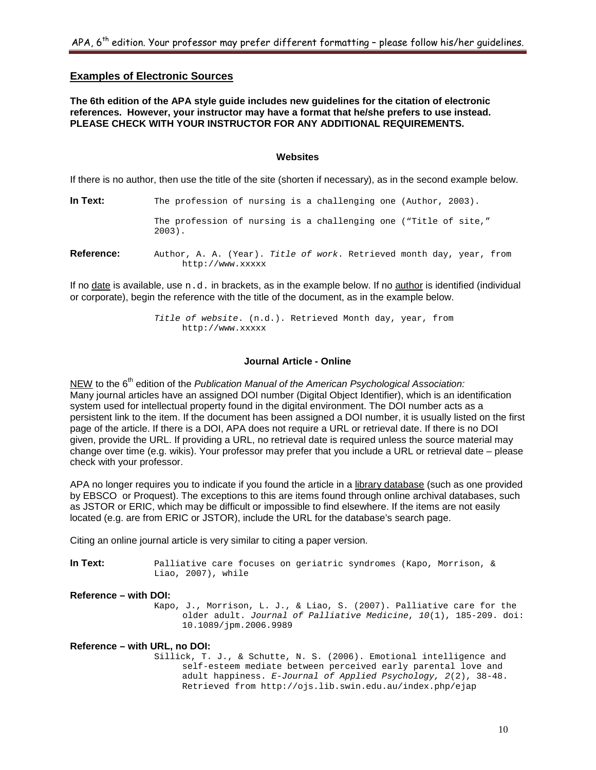## Examples of Electronic Sources

**The 6th edition of the APA style guide includes new guidelines for the citation of electronic references. However, your instructor may have a format that he/she prefers to use instead. PLEASE CHECK WITH YOUR INSTRUCTOR FOR ANY ADDITIONAL REQUIREMENTS.**

### Websites

If there is no author, then use the title of the site (shorten if necessary), as in the second example below.

**In Text:** The profession of nursing is a challenging one (Author, 2003).

The profession of nursing is a challenging one ("Title of site," 2003).

**Reference:** Author, A. A. (Year). *Title of work*. Retrieved month day, year, from http://www.xxxxx

If no date is available, use `n.d.` in brackets, as in the example below. If no author is identified (individual or corporate), begin the reference with the title of the document, as in the example below.

*Title of website*. (n.d.). Retrieved Month day, year, from http://www.xxxxx

### Journal Article - Online

NEW to the 6th edition of the *Publication Manual of the American Psychological Association:* Many journal articles have an assigned DOI number (Digital Object Identifier), which is an identification system used for intellectual property found in the digital environment. The DOI number acts as a persistent link to the item. If the document has been assigned a DOI number, it is usually listed on the first page of the article. If there is a DOI, APA does not require a URL or retrieval date. If there is no DOI given, provide the URL. If providing a URL, no retrieval date is required unless the source material may change over time (e.g. wikis). Your professor may prefer that you include a URL or retrieval date – please check with your professor.

APA no longer requires you to indicate if you found the article in a library database (such as one provided by EBSCO or Proquest). The exceptions to this are items found through online archival databases, such as JSTOR or ERIC, which may be difficult or impossible to find elsewhere. If the items are not easily located (e.g. are from ERIC or JSTOR), include the URL for the database's search page.

Citing an online journal article is very similar to citing a paper version.

**In Text:** Palliative care focuses on geriatric syndromes (Kapo, Morrison, & Liao, 2007), while

**Reference – with DOI:**

Kapo, J., Morrison, L. J., & Liao, S. (2007). Palliative care for the older adult. *Journal of Palliative Medicine*, *10*(1), 185-209. doi: 10.1089/jpm.2006.9989

**Reference – with URL, no DOI:**

Sillick, T. J., & Schutte, N. S. (2006). Emotional intelligence and self-esteem mediate between perceived early parental love and adult happiness. *E-Journal of Applied Psychology, 2*(2), 38-48. Retrieved from http://ojs.lib.swin.edu.au/index.php/ejap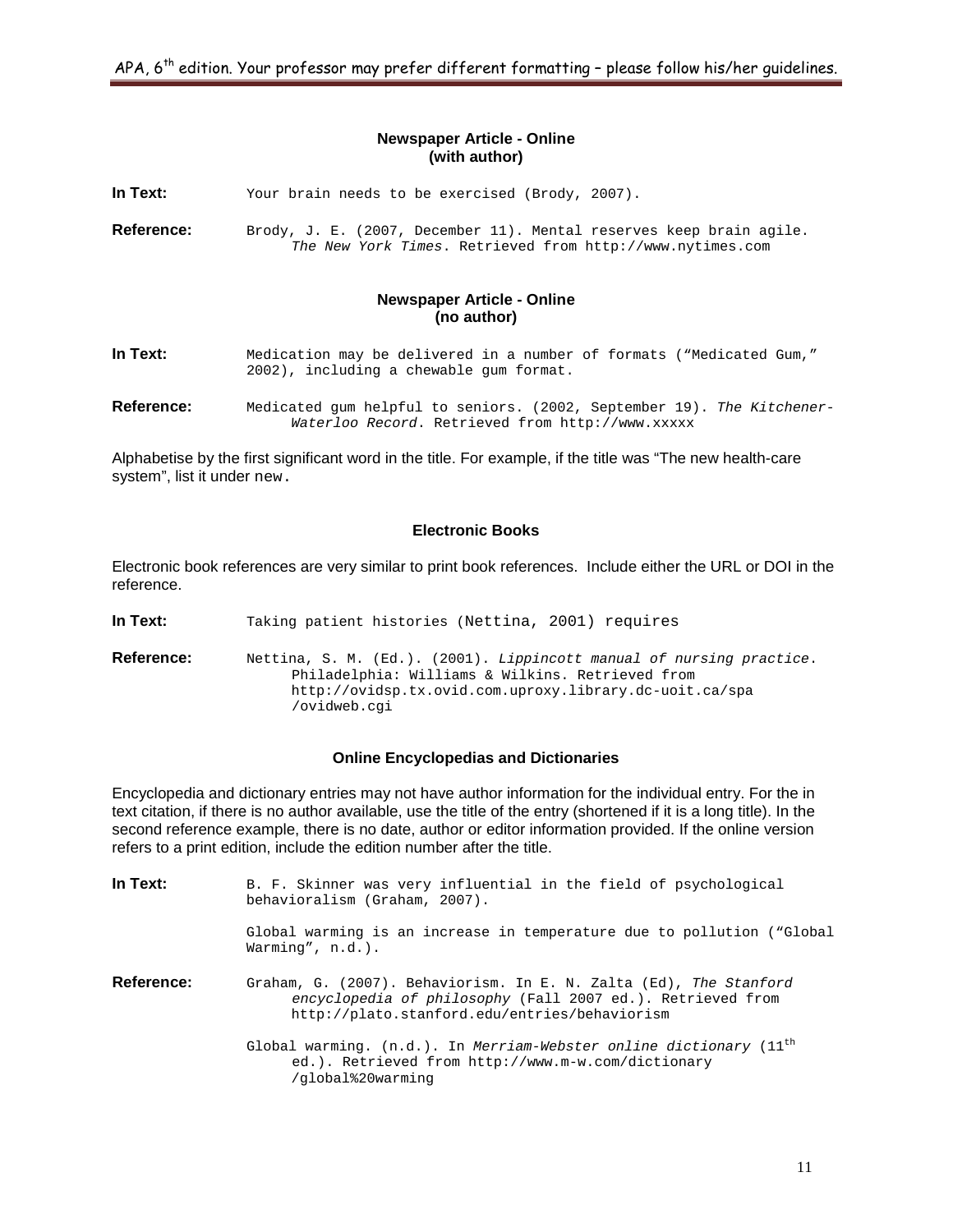### Newspaper Article - Online (with author)

**In Text:** Your brain needs to be exercised (Brody, 2007).

**Reference:** Brody, J. E. (2007, December 11). Mental reserves keep brain agile. *The New York Times*. Retrieved from http://www.nytimes.com

### Newspaper Article - Online (no author)

**In Text:** Medication may be delivered in a number of formats ("Medicated Gum," 2002), including a chewable gum format.

**Reference:** Medicated gum helpful to seniors. (2002, September 19). *The Kitchener-Waterloo Record*. Retrieved from http://www.xxxxx

Alphabetise by the first significant word in the title. For example, if the title was "The new health-care system", list it under new.

### Electronic Books

Electronic book references are very similar to print book references. Include either the URL or DOI in the reference.

**In Text:** Taking patient histories (Nettina, 2001) requires

**Reference:** Nettina, S. M. (Ed.). (2001). *Lippincott manual of nursing practice*. Philadelphia: Williams & Wilkins. Retrieved from http://ovidsp.tx.ovid.com.uproxy.library.dc-uoit.ca/spa/ovidweb.cgi

### Online Encyclopedias and Dictionaries

Encyclopedia and dictionary entries may not have author information for the individual entry. For the in text citation, if there is no author available, use the title of the entry (shortened if it is a long title). In the second reference example, there is no date, author or editor information provided. If the online version refers to a print edition, include the edition number after the title.

**In Text:** B. F. Skinner was very influential in the field of psychological behavioralism (Graham, 2007).

Global warming is an increase in temperature due to pollution ("Global Warming", n.d.).

**Reference:** Graham, G. (2007). Behaviorism. In E. N. Zalta (Ed), *The Stanford encyclopedia of philosophy* (Fall 2007 ed.). Retrieved from http://plato.stanford.edu/entries/behaviorism

Global warming. (n.d.). In *Merriam-Webster online dictionary* (11th ed.). Retrieved from http://www.m-w.com/dictionary/global%20warming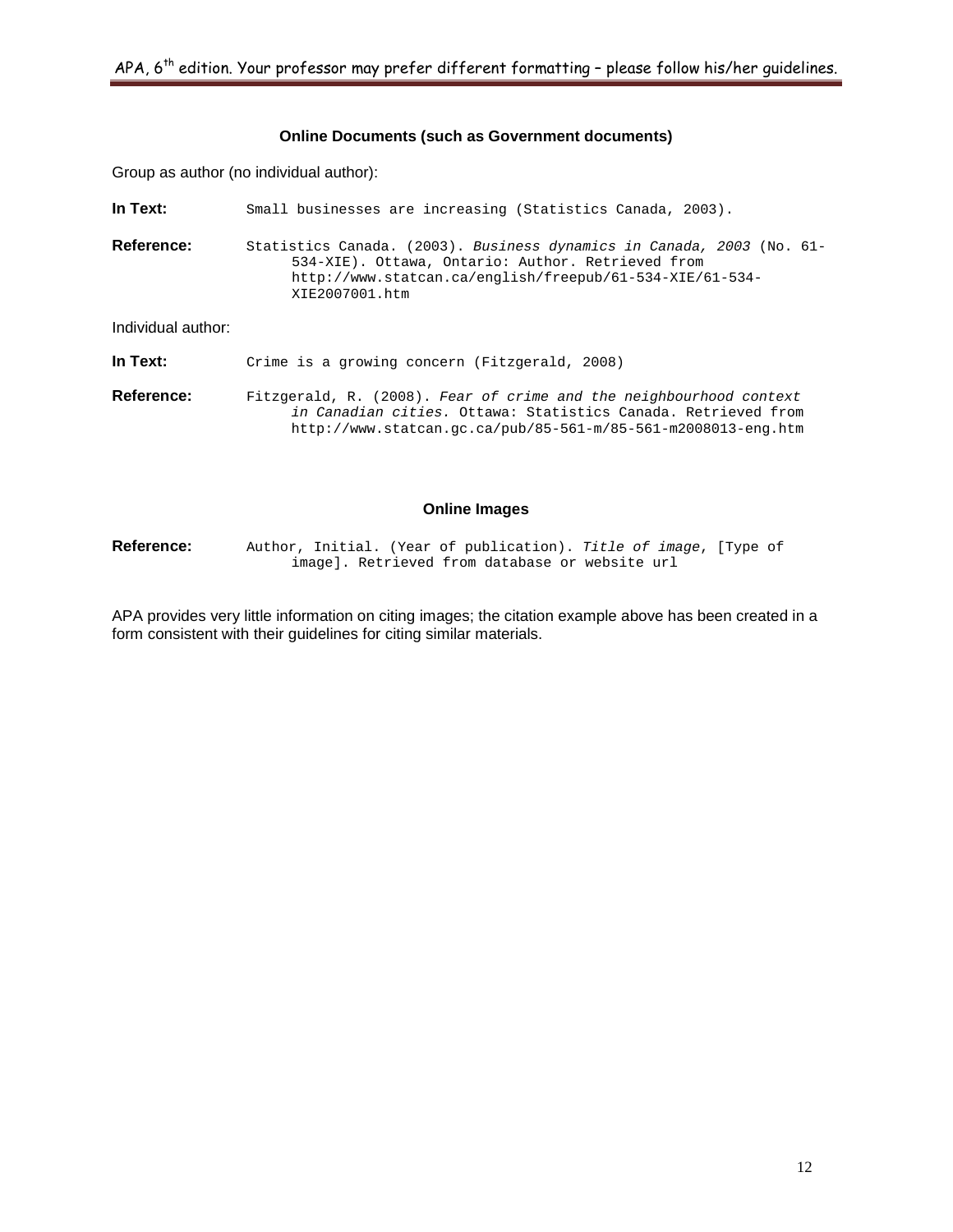## Online Documents (such as Government documents)

Group as author (no individual author):

**In Text:** Small businesses are increasing (Statistics Canada, 2003).

**Reference:** Statistics Canada. (2003). *Business dynamics in Canada, 2003* (No. 61-534-XIE). Ottawa, Ontario: Author. Retrieved from http://www.statcan.ca/english/freepub/61-534-XIE/61-534-XIE2007001.htm

Individual author:

**In Text:** Crime is a growing concern (Fitzgerald, 2008)

**Reference:** Fitzgerald, R. (2008). *Fear of crime and the neighbourhood context in Canadian cities.* Ottawa: Statistics Canada. Retrieved from http://www.statcan.gc.ca/pub/85-561-m/85-561-m2008013-eng.htm

## Online Images

**Reference:** Author, Initial. (Year of publication). *Title of image*, [Type of image]. Retrieved from database or website url

APA provides very little information on citing images; the citation example above has been created in a form consistent with their guidelines for citing similar materials.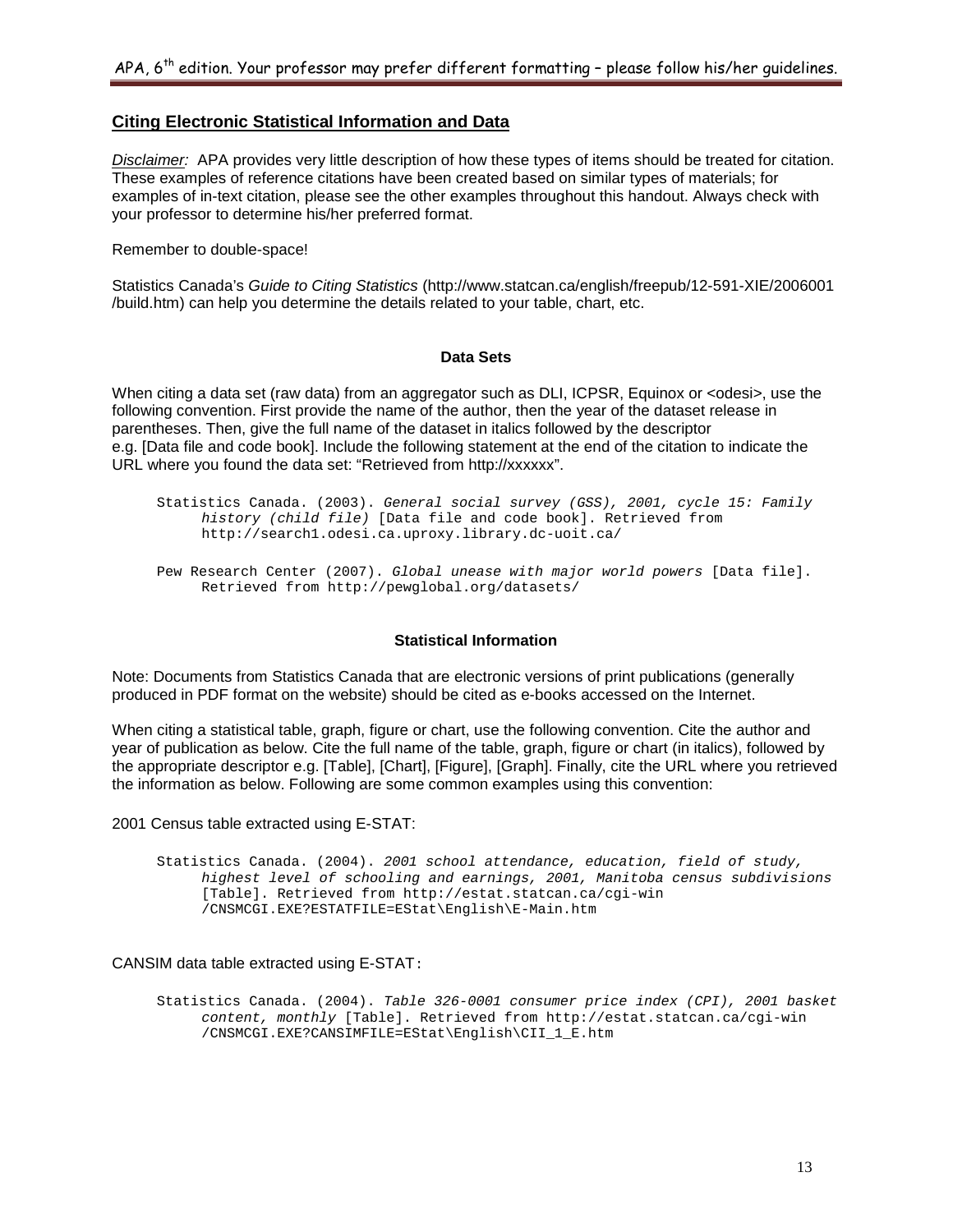## Citing Electronic Statistical Information and Data

*Disclaimer:* APA provides very little description of how these types of items should be treated for citation. These examples of reference citations have been created based on similar types of materials; for examples of in-text citation, please see the other examples throughout this handout. Always check with your professor to determine his/her preferred format.

Remember to double-space!

Statistics Canada's *Guide to Citing Statistics* (http://www.statcan.ca/english/freepub/12-591-XIE/2006001/build.htm) can help you determine the details related to your table, chart, etc.

### Data Sets

When citing a data set (raw data) from an aggregator such as DLI, ICPSR, Equinox or <odesi>, use the following convention. First provide the name of the author, then the year of the dataset release in parentheses. Then, give the full name of the dataset in italics followed by the descriptor e.g. [Data file and code book]. Include the following statement at the end of the citation to indicate the URL where you found the data set: "Retrieved from http://xxxxxx".

> Statistics Canada. (2003). *General social survey (GSS), 2001, cycle 15: Family history (child file)* [Data file and code book]. Retrieved from http://search1.odesi.ca.uproxy.library.dc-uoit.ca/

> Pew Research Center (2007). *Global unease with major world powers* [Data file]. Retrieved from http://pewglobal.org/datasets/

### Statistical Information

Note: Documents from Statistics Canada that are electronic versions of print publications (generally produced in PDF format on the website) should be cited as e-books accessed on the Internet.

When citing a statistical table, graph, figure or chart, use the following convention. Cite the author and year of publication as below. Cite the full name of the table, graph, figure or chart (in italics), followed by the appropriate descriptor e.g. [Table], [Chart], [Figure], [Graph]. Finally, cite the URL where you retrieved the information as below. Following are some common examples using this convention:

2001 Census table extracted using E-STAT:

> Statistics Canada. (2004). *2001 school attendance, education, field of study, highest level of schooling and earnings, 2001, Manitoba census subdivisions* [Table]. Retrieved from http://estat.statcan.ca/cgi-win/CNSMCGI.EXE?ESTATFILE=EStat\English\E-Main.htm

CANSIM data table extracted using E-STAT:

> Statistics Canada. (2004). *Table 326-0001 consumer price index (CPI), 2001 basket content, monthly* [Table]. Retrieved from http://estat.statcan.ca/cgi-win/CNSMCGI.EXE?CANSIMFILE=EStat\English\CII_1_E.htm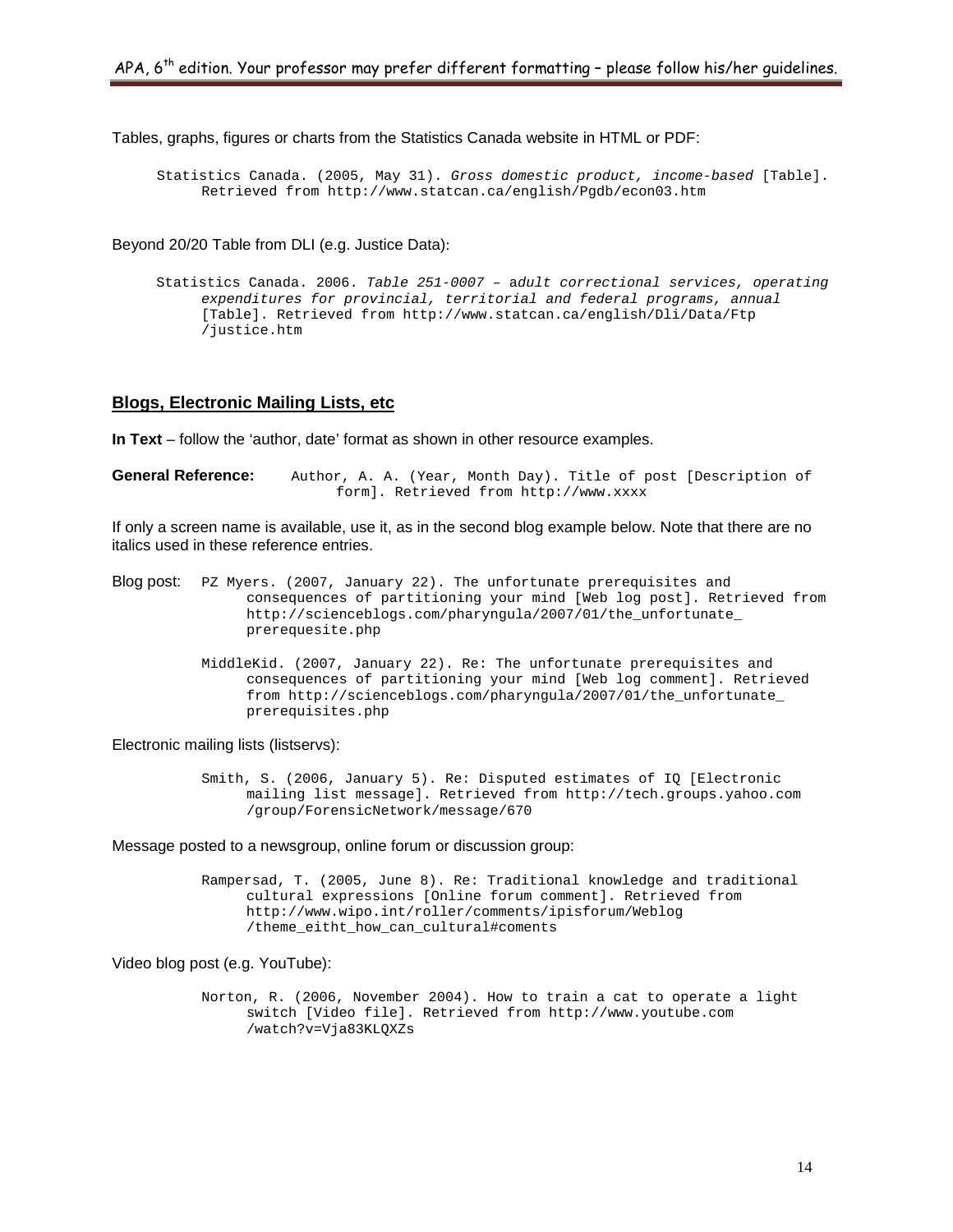Tables, graphs, figures or charts from the Statistics Canada website in HTML or PDF:

> Statistics Canada. (2005, May 31). *Gross domestic product, income-based* [Table]. Retrieved from http://www.statcan.ca/english/Pgdb/econ03.htm

Beyond 20/20 Table from DLI (e.g. Justice Data):

> Statistics Canada. 2006. *Table 251-0007 – adult correctional services, operating expenditures for provincial, territorial and federal programs, annual* [Table]. Retrieved from http://www.statcan.ca/english/Dli/Data/Ftp /justice.htm

## Blogs, Electronic Mailing Lists, etc

**In Text** – follow the 'author, date' format as shown in other resource examples.

**General Reference:** Author, A. A. (Year, Month Day). Title of post [Description of form]. Retrieved from http://www.xxxx

If only a screen name is available, use it, as in the second blog example below. Note that there are no italics used in these reference entries.

Blog post:

> PZ Myers. (2007, January 22). The unfortunate prerequisites and consequences of partitioning your mind [Web log post]. Retrieved from http://scienceblogs.com/pharyngula/2007/01/the_unfortunate_ prerequesite.php

> MiddleKid. (2007, January 22). Re: The unfortunate prerequisites and consequences of partitioning your mind [Web log comment]. Retrieved from http://scienceblogs.com/pharyngula/2007/01/the_unfortunate_ prerequisites.php

Electronic mailing lists (listservs):

> Smith, S. (2006, January 5). Re: Disputed estimates of IQ [Electronic mailing list message]. Retrieved from http://tech.groups.yahoo.com /group/ForensicNetwork/message/670

Message posted to a newsgroup, online forum or discussion group:

> Rampersad, T. (2005, June 8). Re: Traditional knowledge and traditional cultural expressions [Online forum comment]. Retrieved from http://www.wipo.int/roller/comments/ipisforum/Weblog /theme_eitht_how_can_cultural#coments

Video blog post (e.g. YouTube):

> Norton, R. (2006, November 2004). How to train a cat to operate a light switch [Video file]. Retrieved from http://www.youtube.com /watch?v=Vja83KLQXZs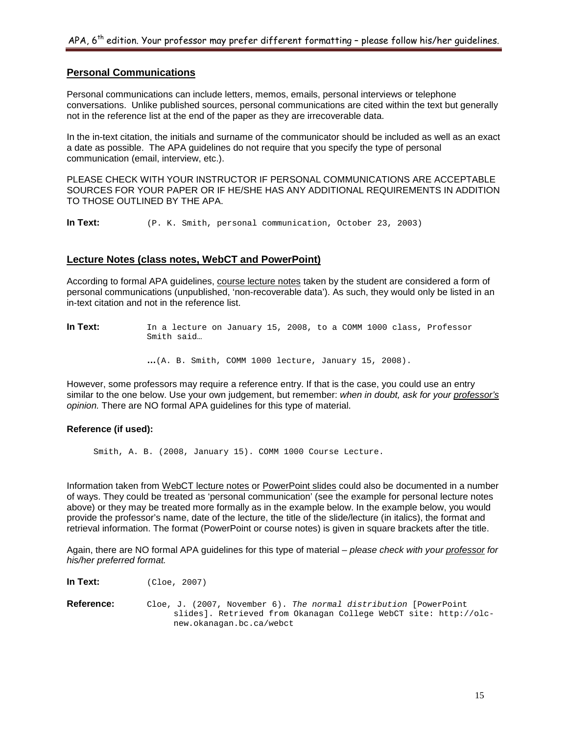## Personal Communications

Personal communications can include letters, memos, emails, personal interviews or telephone conversations. Unlike published sources, personal communications are cited within the text but generally not in the reference list at the end of the paper as they are irrecoverable data.

In the in-text citation, the initials and surname of the communicator should be included as well as an exact a date as possible. The APA guidelines do not require that you specify the type of personal communication (email, interview, etc.).

PLEASE CHECK WITH YOUR INSTRUCTOR IF PERSONAL COMMUNICATIONS ARE ACCEPTABLE SOURCES FOR YOUR PAPER OR IF HE/SHE HAS ANY ADDITIONAL REQUIREMENTS IN ADDITION TO THOSE OUTLINED BY THE APA.

**In Text:** (P. K. Smith, personal communication, October 23, 2003)

## Lecture Notes (class notes, WebCT and PowerPoint)

According to formal APA guidelines, course lecture notes taken by the student are considered a form of personal communications (unpublished, 'non-recoverable data'). As such, they would only be listed in an in-text citation and not in the reference list.

**In Text:** In a lecture on January 15, 2008, to a COMM 1000 class, Professor Smith said…

…(A. B. Smith, COMM 1000 lecture, January 15, 2008).

However, some professors may require a reference entry. If that is the case, you could use an entry similar to the one below. Use your own judgement, but remember: *when in doubt, ask for your professor's opinion.* There are NO formal APA guidelines for this type of material.

**Reference (if used):**

Smith, A. B. (2008, January 15). COMM 1000 Course Lecture.

Information taken from WebCT lecture notes or PowerPoint slides could also be documented in a number of ways. They could be treated as 'personal communication' (see the example for personal lecture notes above) or they may be treated more formally as in the example below. In the example below, you would provide the professor's name, date of the lecture, the title of the slide/lecture (in italics), the format and retrieval information. The format (PowerPoint or course notes) is given in square brackets after the title.

Again, there are NO formal APA guidelines for this type of material – *please check with your professor for his/her preferred format.*

**In Text:** (Cloe, 2007)

**Reference:** Cloe, J. (2007, November 6). *The normal distribution* [PowerPoint slides]. Retrieved from Okanagan College WebCT site: http://olc-new.okanagan.bc.ca/webct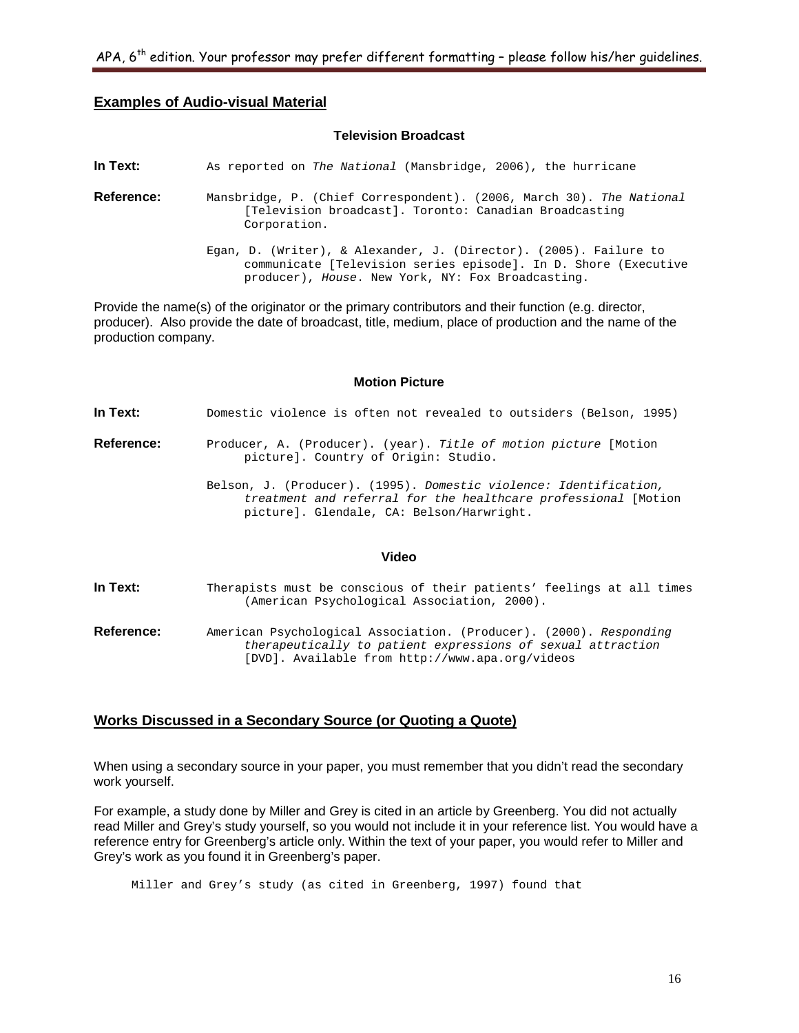## Examples of Audio-visual Material

### Television Broadcast

**In Text:** As reported on *The National* (Mansbridge, 2006), the hurricane

**Reference:** Mansbridge, P. (Chief Correspondent). (2006, March 30). *The National* [Television broadcast]. Toronto: Canadian Broadcasting Corporation.

Egan, D. (Writer), & Alexander, J. (Director). (2005). Failure to communicate [Television series episode]. In D. Shore (Executive producer), *House*. New York, NY: Fox Broadcasting.

Provide the name(s) of the originator or the primary contributors and their function (e.g. director, producer). Also provide the date of broadcast, title, medium, place of production and the name of the production company.

### Motion Picture

**In Text:** Domestic violence is often not revealed to outsiders (Belson, 1995)

**Reference:** Producer, A. (Producer). (year). *Title of motion picture* [Motion picture]. Country of Origin: Studio.

Belson, J. (Producer). (1995). *Domestic violence: Identification, treatment and referral for the healthcare professional* [Motion picture]. Glendale, CA: Belson/Harwright.

### Video

**In Text:** Therapists must be conscious of their patients' feelings at all times (American Psychological Association, 2000).

**Reference:** American Psychological Association. (Producer). (2000). *Responding therapeutically to patient expressions of sexual attraction* [DVD]. Available from http://www.apa.org/videos

## Works Discussed in a Secondary Source (or Quoting a Quote)

When using a secondary source in your paper, you must remember that you didn't read the secondary work yourself.

For example, a study done by Miller and Grey is cited in an article by Greenberg. You did not actually read Miller and Grey's study yourself, so you would not include it in your reference list. You would have a reference entry for Greenberg's article only. Within the text of your paper, you would refer to Miller and Grey's work as you found it in Greenberg's paper.

Miller and Grey's study (as cited in Greenberg, 1997) found that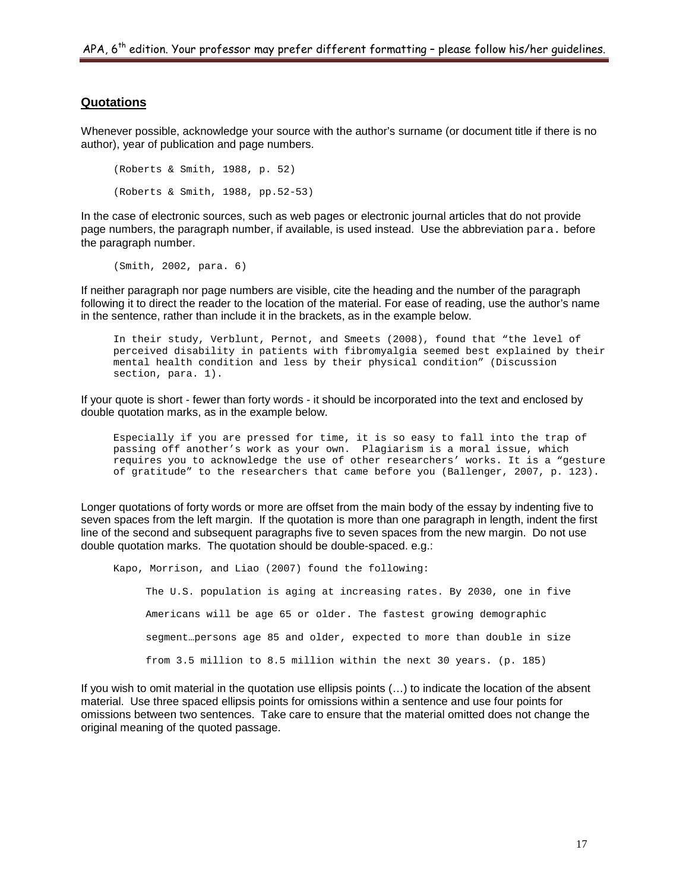## Quotations

Whenever possible, acknowledge your source with the author's surname (or document title if there is no author), year of publication and page numbers.

```
(Roberts & Smith, 1988, p. 52)

(Roberts & Smith, 1988, pp.52-53)
```

In the case of electronic sources, such as web pages or electronic journal articles that do not provide page numbers, the paragraph number, if available, is used instead. Use the abbreviation `para.` before the paragraph number.

```
(Smith, 2002, para. 6)
```

If neither paragraph nor page numbers are visible, cite the heading and the number of the paragraph following it to direct the reader to the location of the material. For ease of reading, use the author's name in the sentence, rather than include it in the brackets, as in the example below.

```
In their study, Verblunt, Pernot, and Smeets (2008), found that "the level of
perceived disability in patients with fibromyalgia seemed best explained by their
mental health condition and less by their physical condition" (Discussion
section, para. 1).
```

If your quote is short - fewer than forty words - it should be incorporated into the text and enclosed by double quotation marks, as in the example below.

```
Especially if you are pressed for time, it is so easy to fall into the trap of
passing off another's work as your own.  Plagiarism is a moral issue, which
requires you to acknowledge the use of other researchers' works. It is a "gesture
of gratitude" to the researchers that came before you (Ballenger, 2007, p. 123).
```

Longer quotations of forty words or more are offset from the main body of the essay by indenting five to seven spaces from the left margin. If the quotation is more than one paragraph in length, indent the first line of the second and subsequent paragraphs five to seven spaces from the new margin. Do not use double quotation marks. The quotation should be double-spaced. e.g.:

```
Kapo, Morrison, and Liao (2007) found the following:

     The U.S. population is aging at increasing rates. By 2030, one in five

     Americans will be age 65 or older. The fastest growing demographic

     segment…persons age 85 and older, expected to more than double in size

     from 3.5 million to 8.5 million within the next 30 years. (p. 185)
```

If you wish to omit material in the quotation use ellipsis points (…) to indicate the location of the absent material. Use three spaced ellipsis points for omissions within a sentence and use four points for omissions between two sentences. Take care to ensure that the material omitted does not change the original meaning of the quoted passage.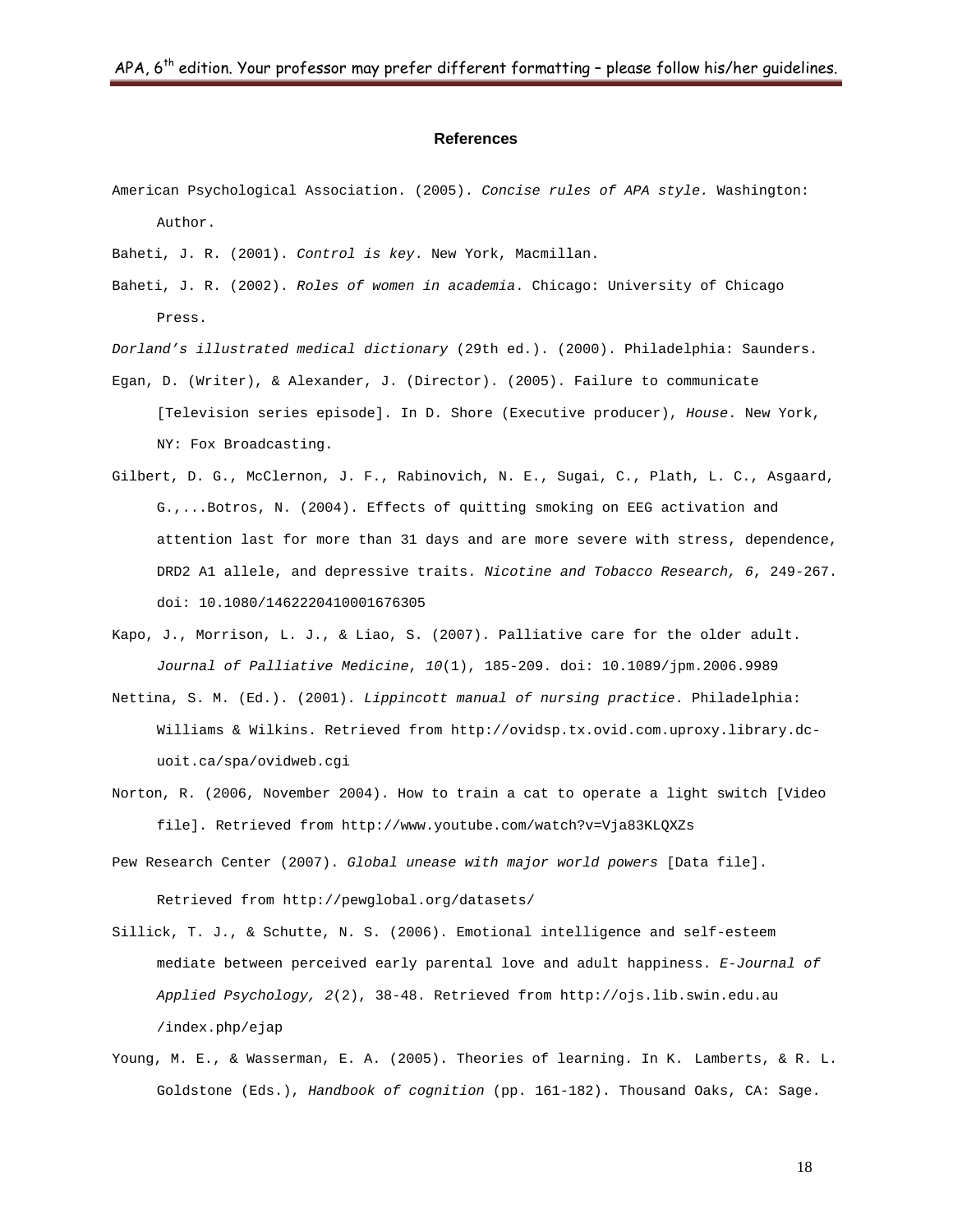# References

American Psychological Association. (2005). *Concise rules of APA style.* Washington: Author.

Baheti, J. R. (2001). *Control is key*. New York, Macmillan.

Baheti, J. R. (2002). *Roles of women in academia*. Chicago: University of Chicago Press.

*Dorland's illustrated medical dictionary* (29th ed.). (2000). Philadelphia: Saunders.

Egan, D. (Writer), & Alexander, J. (Director). (2005). Failure to communicate [Television series episode]. In D. Shore (Executive producer), *House*. New York, NY: Fox Broadcasting.

Gilbert, D. G., McClernon, J. F., Rabinovich, N. E., Sugai, C., Plath, L. C., Asgaard, G.,...Botros, N. (2004). Effects of quitting smoking on EEG activation and attention last for more than 31 days and are more severe with stress, dependence, DRD2 A1 allele, and depressive traits. *Nicotine and Tobacco Research, 6*, 249-267. doi: 10.1080/14622204100001676305

Kapo, J., Morrison, L. J., & Liao, S. (2007). Palliative care for the older adult. *Journal of Palliative Medicine*, *10*(1), 185-209. doi: 10.1089/jpm.2006.9989

Nettina, S. M. (Ed.). (2001). *Lippincott manual of nursing practice*. Philadelphia: Williams & Wilkins. Retrieved from http://ovidsp.tx.ovid.com.uproxy.library.dc-uoit.ca/spa/ovidweb.cgi

Norton, R. (2006, November 2004). How to train a cat to operate a light switch [Video file]. Retrieved from http://www.youtube.com/watch?v=Vja83KLQXZs

Pew Research Center (2007). *Global unease with major world powers* [Data file]. Retrieved from http://pewglobal.org/datasets/

Sillick, T. J., & Schutte, N. S. (2006). Emotional intelligence and self-esteem mediate between perceived early parental love and adult happiness. *E-Journal of Applied Psychology, 2*(2), 38-48. Retrieved from http://ojs.lib.swin.edu.au /index.php/ejap

Young, M. E., & Wasserman, E. A. (2005). Theories of learning. In K. Lamberts, & R. L. Goldstone (Eds.), *Handbook of cognition* (pp. 161-182). Thousand Oaks, CA: Sage.